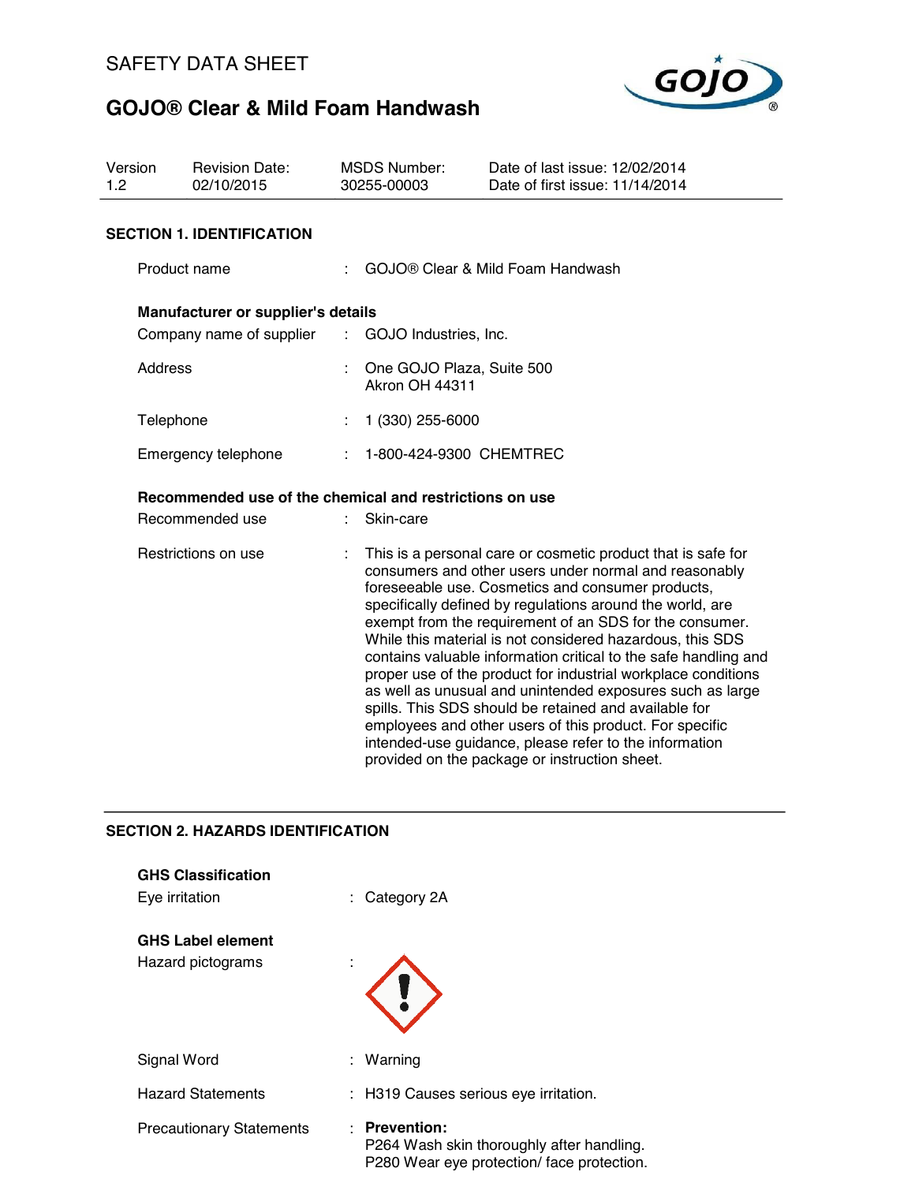SAFETY DATA SHEET

# GOJO® Clear & Mild Foam Handwash

| Version | Revision Date: | MSDS Number: | Date of last issue: 12/02/2014 |
|---|---|---|---|
| 1.2 | 02/10/2015 | 30255-00003 | Date of first issue: 11/14/2014 |

## SECTION 1. IDENTIFICATION

Product name : GOJO® Clear & Mild Foam Handwash

**Manufacturer or supplier's details**

Company name of supplier : GOJO Industries, Inc.

Address : One GOJO Plaza, Suite 500
Akron OH 44311

Telephone : 1 (330) 255-6000

Emergency telephone : 1-800-424-9300 CHEMTREC

**Recommended use of the chemical and restrictions on use**

Recommended use : Skin-care

Restrictions on use : This is a personal care or cosmetic product that is safe for consumers and other users under normal and reasonably foreseeable use. Cosmetics and consumer products, specifically defined by regulations around the world, are exempt from the requirement of an SDS for the consumer. While this material is not considered hazardous, this SDS contains valuable information critical to the safe handling and proper use of the product for industrial workplace conditions as well as unusual and unintended exposures such as large spills. This SDS should be retained and available for employees and other users of this product. For specific intended-use guidance, please refer to the information provided on the package or instruction sheet.

## SECTION 2. HAZARDS IDENTIFICATION

**GHS Classification**

Eye irritation : Category 2A

**GHS Label element**

Hazard pictograms :

Signal Word : Warning

Hazard Statements : H319 Causes serious eye irritation.

Precautionary Statements : **Prevention:**
P264 Wash skin thoroughly after handling.
P280 Wear eye protection/ face protection.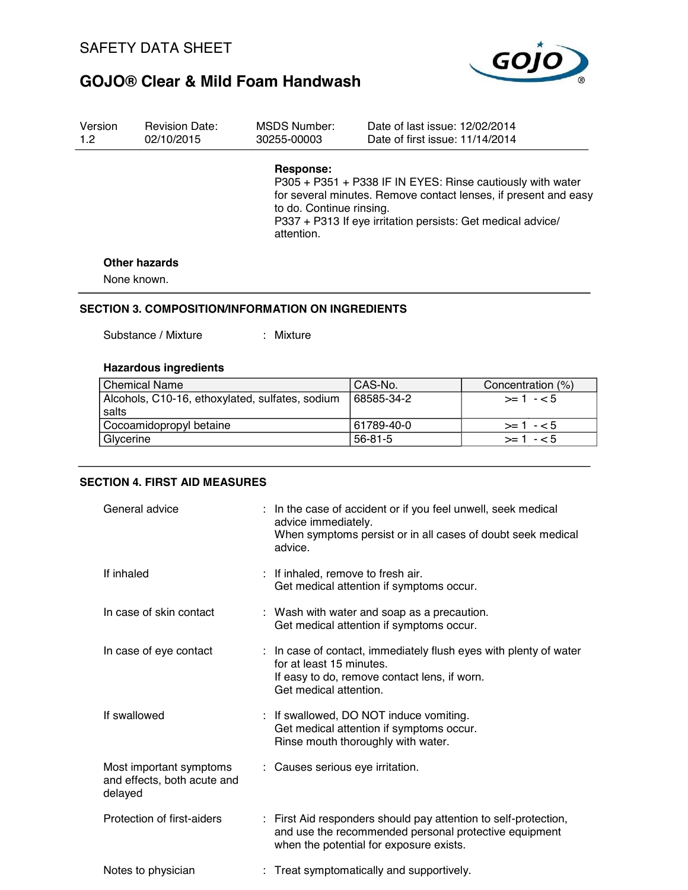**Response:**

P305 + P351 + P338 IF IN EYES: Rinse cautiously with water for several minutes. Remove contact lenses, if present and easy to do. Continue rinsing.

P337 + P313 If eye irritation persists: Get medical advice/ attention.

**Other hazards**

None known.

## SECTION 3. COMPOSITION/INFORMATION ON INGREDIENTS

Substance / Mixture : Mixture

**Hazardous ingredients**

| Chemical Name | CAS-No. | Concentration (%) |
|---|---|---|
| Alcohols, C10-16, ethoxylated, sulfates, sodium salts | 68585-34-2 | >= 1 - < 5 |
| Cocoamidopropyl betaine | 61789-40-0 | >= 1 - < 5 |
| Glycerine | 56-81-5 | >= 1 - < 5 |

## SECTION 4. FIRST AID MEASURES

General advice : In the case of accident or if you feel unwell, seek medical advice immediately.
When symptoms persist or in all cases of doubt seek medical advice.

If inhaled : If inhaled, remove to fresh air.
Get medical attention if symptoms occur.

In case of skin contact : Wash with water and soap as a precaution.
Get medical attention if symptoms occur.

In case of eye contact : In case of contact, immediately flush eyes with plenty of water for at least 15 minutes.
If easy to do, remove contact lens, if worn.
Get medical attention.

If swallowed : If swallowed, DO NOT induce vomiting.
Get medical attention if symptoms occur.
Rinse mouth thoroughly with water.

Most important symptoms and effects, both acute and delayed : Causes serious eye irritation.

Protection of first-aiders : First Aid responders should pay attention to self-protection, and use the recommended personal protective equipment when the potential for exposure exists.

Notes to physician : Treat symptomatically and supportively.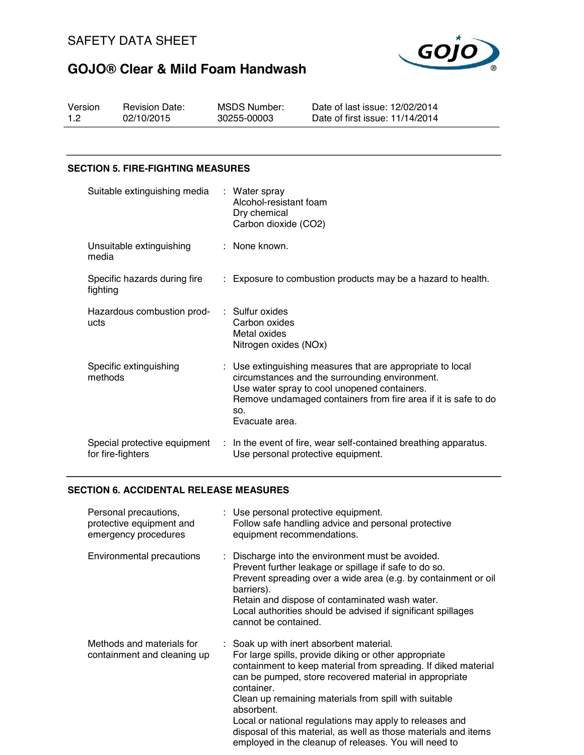## SECTION 5. FIRE-FIGHTING MEASURES

| | | |
|---|---|---|
| Suitable extinguishing media | : | Water spray<br>Alcohol-resistant foam<br>Dry chemical<br>Carbon dioxide ($CO_2$) |
| Unsuitable extinguishing media | : | None known. |
| Specific hazards during fire fighting | : | Exposure to combustion products may be a hazard to health. |
| Hazardous combustion products | : | Sulfur oxides<br>Carbon oxides<br>Metal oxides<br>Nitrogen oxides (NOx) |
| Specific extinguishing methods | : | Use extinguishing measures that are appropriate to local circumstances and the surrounding environment.<br>Use water spray to cool unopened containers.<br>Remove undamaged containers from fire area if it is safe to do so.<br>Evacuate area. |
| Special protective equipment for fire-fighters | : | In the event of fire, wear self-contained breathing apparatus.<br>Use personal protective equipment. |

## SECTION 6. ACCIDENTAL RELEASE MEASURES

| | | |
|---|---|---|
| Personal precautions, protective equipment and emergency procedures | : | Use personal protective equipment.<br>Follow safe handling advice and personal protective equipment recommendations. |
| Environmental precautions | : | Discharge into the environment must be avoided.<br>Prevent further leakage or spillage if safe to do so.<br>Prevent spreading over a wide area (e.g. by containment or oil barriers).<br>Retain and dispose of contaminated wash water.<br>Local authorities should be advised if significant spillages cannot be contained. |
| Methods and materials for containment and cleaning up | : | Soak up with inert absorbent material.<br>For large spills, provide diking or other appropriate containment to keep material from spreading. If diked material can be pumped, store recovered material in appropriate container.<br>Clean up remaining materials from spill with suitable absorbent.<br>Local or national regulations may apply to releases and disposal of this material, as well as those materials and items employed in the cleanup of releases. You will need to |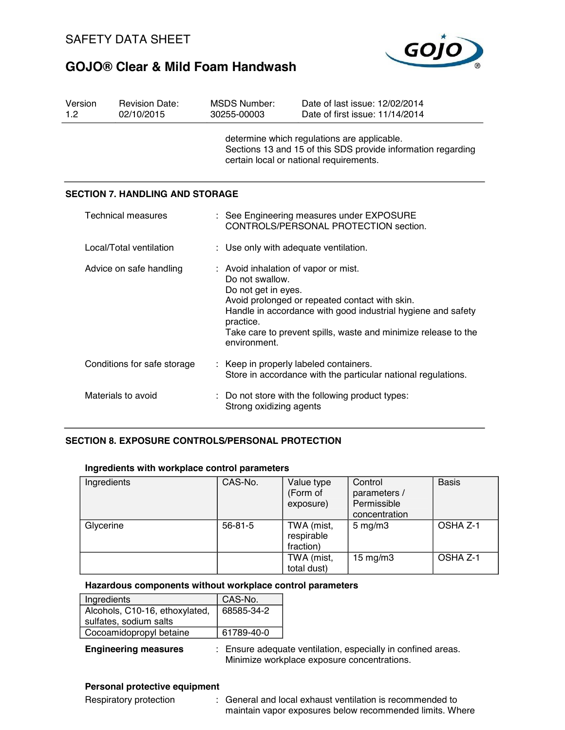determine which regulations are applicable.
Sections 13 and 15 of this SDS provide information regarding certain local or national requirements.

## SECTION 7. HANDLING AND STORAGE

| | | |
|---|---|---|
| Technical measures | : | See Engineering measures under EXPOSURE CONTROLS/PERSONAL PROTECTION section. |
| Local/Total ventilation | : | Use only with adequate ventilation. |
| Advice on safe handling | : | Avoid inhalation of vapor or mist.<br>Do not swallow.<br>Do not get in eyes.<br>Avoid prolonged or repeated contact with skin.<br>Handle in accordance with good industrial hygiene and safety practice.<br>Take care to prevent spills, waste and minimize release to the environment. |
| Conditions for safe storage | : | Keep in properly labeled containers.<br>Store in accordance with the particular national regulations. |
| Materials to avoid | : | Do not store with the following product types:<br>Strong oxidizing agents |

## SECTION 8. EXPOSURE CONTROLS/PERSONAL PROTECTION

### Ingredients with workplace control parameters

| Ingredients | CAS-No. | Value type (Form of exposure) | Control parameters / Permissible concentration | Basis |
|---|---|---|---|---|
| Glycerine | 56-81-5 | TWA (mist, respirable fraction) | 5 mg/m3 | OSHA Z-1 |
| | | TWA (mist, total dust) | 15 mg/m3 | OSHA Z-1 |

### Hazardous components without workplace control parameters

| Ingredients | CAS-No. |
|---|---|
| Alcohols, C10-16, ethoxylated, sulfates, sodium salts | 68585-34-2 |
| Cocoamidopropyl betaine | 61789-40-0 |

**Engineering measures** : Ensure adequate ventilation, especially in confined areas. Minimize workplace exposure concentrations.

### Personal protective equipment

Respiratory protection : General and local exhaust ventilation is recommended to maintain vapor exposures below recommended limits. Where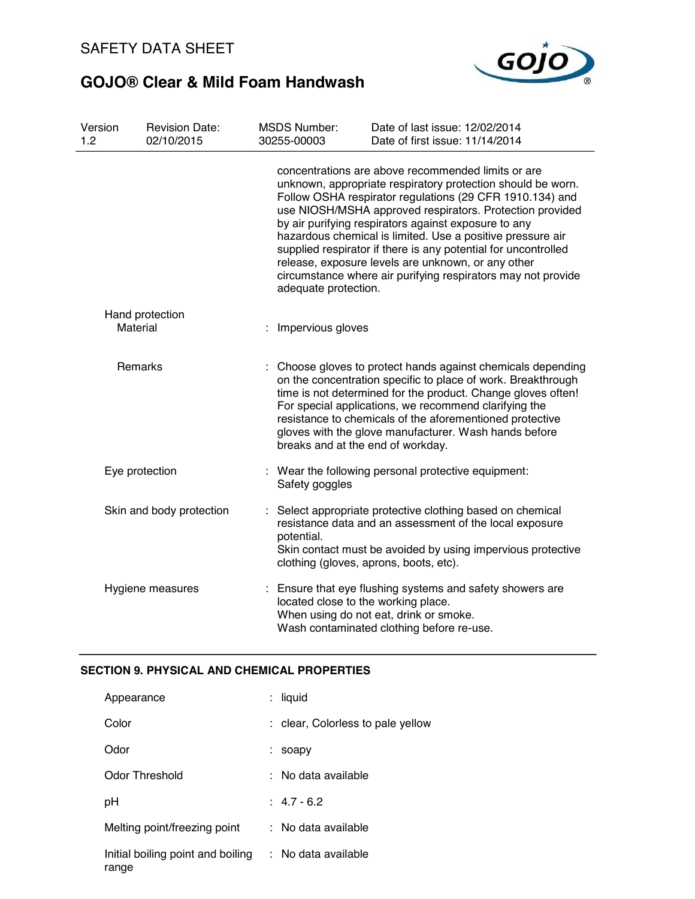concentrations are above recommended limits or are unknown, appropriate respiratory protection should be worn. Follow OSHA respirator regulations (29 CFR 1910.134) and use NIOSH/MSHA approved respirators. Protection provided by air purifying respirators against exposure to any hazardous chemical is limited. Use a positive pressure air supplied respirator if there is any potential for uncontrolled release, exposure levels are unknown, or any other circumstance where air purifying respirators may not provide adequate protection.

Hand protection

| | | |
|---|---|---|
| Material | : | Impervious gloves |
| Remarks | : | Choose gloves to protect hands against chemicals depending on the concentration specific to place of work. Breakthrough time is not determined for the product. Change gloves often! For special applications, we recommend clarifying the resistance to chemicals of the aforementioned protective gloves with the glove manufacturer. Wash hands before breaks and at the end of workday. |
| Eye protection | : | Wear the following personal protective equipment: Safety goggles |
| Skin and body protection | : | Select appropriate protective clothing based on chemical resistance data and an assessment of the local exposure potential. Skin contact must be avoided by using impervious protective clothing (gloves, aprons, boots, etc). |
| Hygiene measures | : | Ensure that eye flushing systems and safety showers are located close to the working place. When using do not eat, drink or smoke. Wash contaminated clothing before re-use. |

## SECTION 9. PHYSICAL AND CHEMICAL PROPERTIES

| | | |
|---|---|---|
| Appearance | : | liquid |
| Color | : | clear, Colorless to pale yellow |
| Odor | : | soapy |
| Odor Threshold | : | No data available |
| pH | : | 4.7 - 6.2 |
| Melting point/freezing point | : | No data available |
| Initial boiling point and boiling range | : | No data available |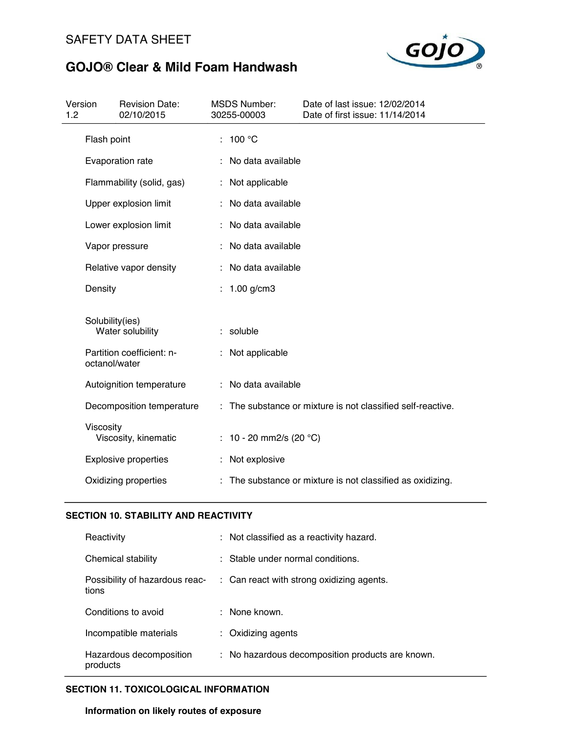| | | |
|---|---|---|
| Flash point | : | 100 °C |
| Evaporation rate | : | No data available |
| Flammability (solid, gas) | : | Not applicable |
| Upper explosion limit | : | No data available |
| Lower explosion limit | : | No data available |
| Vapor pressure | : | No data available |
| Relative vapor density | : | No data available |
| Density | : | 1.00 g/cm3 |
| Solubility(ies) Water solubility | : | soluble |
| Partition coefficient: n-octanol/water | : | Not applicable |
| Autoignition temperature | : | No data available |
| Decomposition temperature | : | The substance or mixture is not classified self-reactive. |
| Viscosity Viscosity, kinematic | : | 10 - 20 mm2/s (20 °C) |
| Explosive properties | : | Not explosive |
| Oxidizing properties | : | The substance or mixture is not classified as oxidizing. |

## SECTION 10. STABILITY AND REACTIVITY

| | | |
|---|---|---|
| Reactivity | : | Not classified as a reactivity hazard. |
| Chemical stability | : | Stable under normal conditions. |
| Possibility of hazardous reactions | : | Can react with strong oxidizing agents. |
| Conditions to avoid | : | None known. |
| Incompatible materials | : | Oxidizing agents |
| Hazardous decomposition products | : | No hazardous decomposition products are known. |

## SECTION 11. TOXICOLOGICAL INFORMATION

**Information on likely routes of exposure**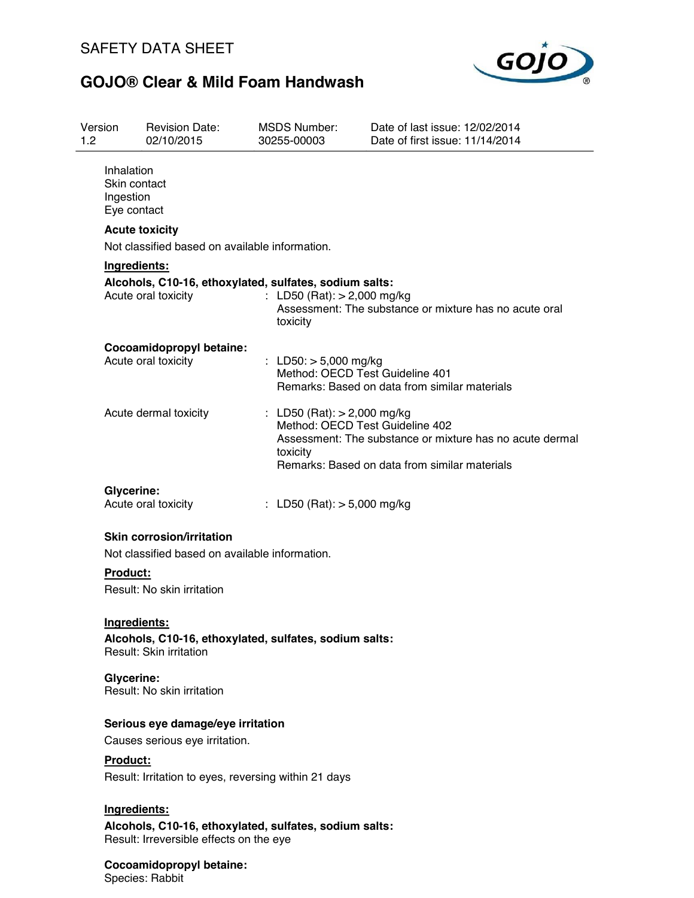Inhalation
Skin contact
Ingestion
Eye contact

**Acute toxicity**

Not classified based on available information.

**Ingredients:**

**Alcohols, C10-16, ethoxylated, sulfates, sodium salts:**

| | |
|---|---|
| Acute oral toxicity | : LD50 (Rat): > 2,000 mg/kg<br>Assessment: The substance or mixture has no acute oral toxicity |

**Cocoamidopropyl betaine:**

| | |
|---|---|
| Acute oral toxicity | : LD50: > 5,000 mg/kg<br>Method: OECD Test Guideline 401<br>Remarks: Based on data from similar materials |
| Acute dermal toxicity | : LD50 (Rat): > 2,000 mg/kg<br>Method: OECD Test Guideline 402<br>Assessment: The substance or mixture has no acute dermal toxicity<br>Remarks: Based on data from similar materials |

**Glycerine:**

| | |
|---|---|
| Acute oral toxicity | : LD50 (Rat): > 5,000 mg/kg |

**Skin corrosion/irritation**

Not classified based on available information.

**Product:**

Result: No skin irritation

**Ingredients:**

**Alcohols, C10-16, ethoxylated, sulfates, sodium salts:**
Result: Skin irritation

**Glycerine:**
Result: No skin irritation

**Serious eye damage/eye irritation**

Causes serious eye irritation.

**Product:**

Result: Irritation to eyes, reversing within 21 days

**Ingredients:**

**Alcohols, C10-16, ethoxylated, sulfates, sodium salts:**
Result: Irreversible effects on the eye

**Cocoamidopropyl betaine:**
Species: Rabbit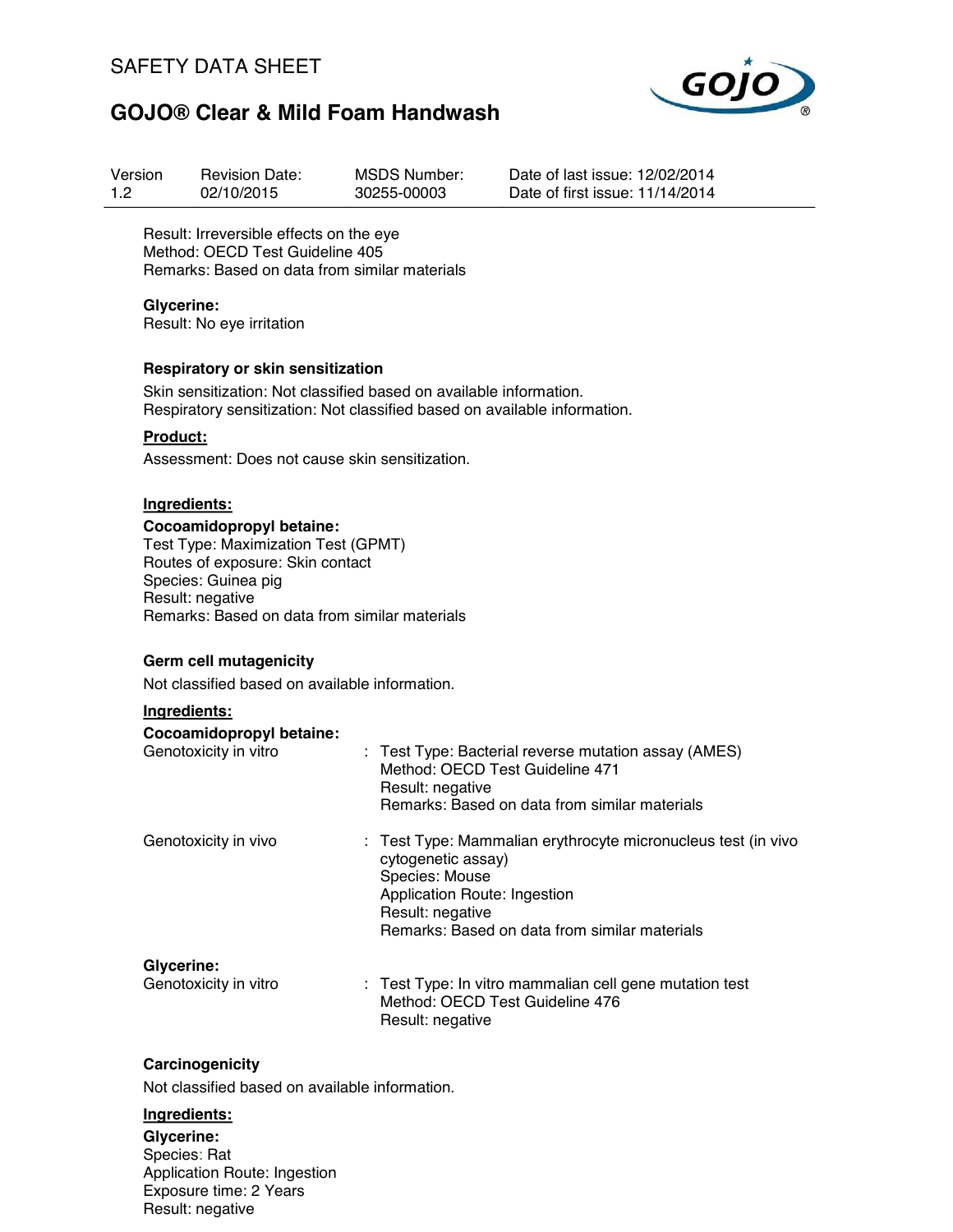Result: Irreversible effects on the eye
Method: OECD Test Guideline 405
Remarks: Based on data from similar materials

**Glycerine:**
Result: No eye irritation

**Respiratory or skin sensitization**

Skin sensitization: Not classified based on available information.
Respiratory sensitization: Not classified based on available information.

**Product:**

Assessment: Does not cause skin sensitization.

**Ingredients:**

**Cocoamidopropyl betaine:**
Test Type: Maximization Test (GPMT)
Routes of exposure: Skin contact
Species: Guinea pig
Result: negative
Remarks: Based on data from similar materials

**Germ cell mutagenicity**

Not classified based on available information.

**Ingredients:**

**Cocoamidopropyl betaine:**

Genotoxicity in vitro : Test Type: Bacterial reverse mutation assay (AMES)
Method: OECD Test Guideline 471
Result: negative
Remarks: Based on data from similar materials

Genotoxicity in vivo : Test Type: Mammalian erythrocyte micronucleus test (in vivo cytogenetic assay)
Species: Mouse
Application Route: Ingestion
Result: negative
Remarks: Based on data from similar materials

**Glycerine:**

Genotoxicity in vitro : Test Type: In vitro mammalian cell gene mutation test
Method: OECD Test Guideline 476
Result: negative

**Carcinogenicity**

Not classified based on available information.

**Ingredients:**

**Glycerine:**
Species: Rat
Application Route: Ingestion
Exposure time: 2 Years
Result: negative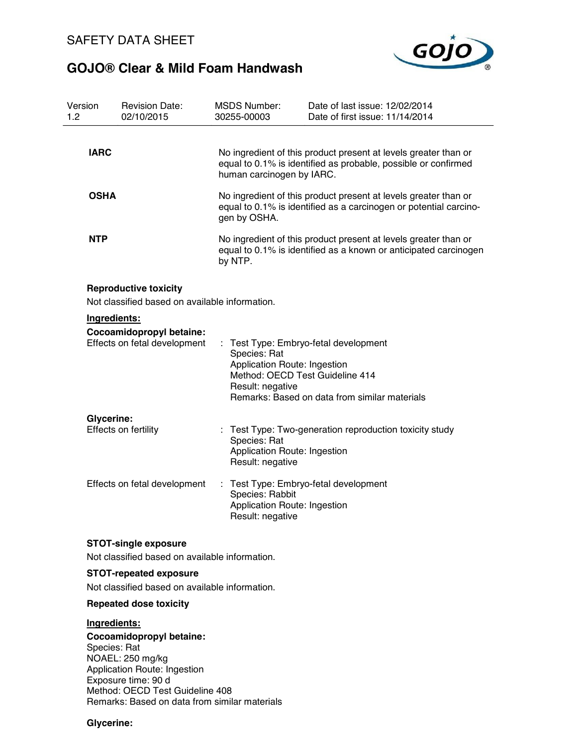**IARC**

No ingredient of this product present at levels greater than or equal to 0.1% is identified as probable, possible or confirmed human carcinogen by IARC.

**OSHA**

No ingredient of this product present at levels greater than or equal to 0.1% is identified as a carcinogen or potential carcinogen by OSHA.

**NTP**

No ingredient of this product present at levels greater than or equal to 0.1% is identified as a known or anticipated carcinogen by NTP.

**Reproductive toxicity**

Not classified based on available information.

**Ingredients:**

**Cocoamidopropyl betaine:**

Effects on fetal development : Test Type: Embryo-fetal development
Species: Rat
Application Route: Ingestion
Method: OECD Test Guideline 414
Result: negative
Remarks: Based on data from similar materials

**Glycerine:**

Effects on fertility : Test Type: Two-generation reproduction toxicity study
Species: Rat
Application Route: Ingestion
Result: negative

Effects on fetal development : Test Type: Embryo-fetal development
Species: Rabbit
Application Route: Ingestion
Result: negative

**STOT-single exposure**

Not classified based on available information.

**STOT-repeated exposure**

Not classified based on available information.

**Repeated dose toxicity**

**Ingredients:**

**Cocoamidopropyl betaine:**
Species: Rat
NOAEL: 250 mg/kg
Application Route: Ingestion
Exposure time: 90 d
Method: OECD Test Guideline 408
Remarks: Based on data from similar materials

**Glycerine:**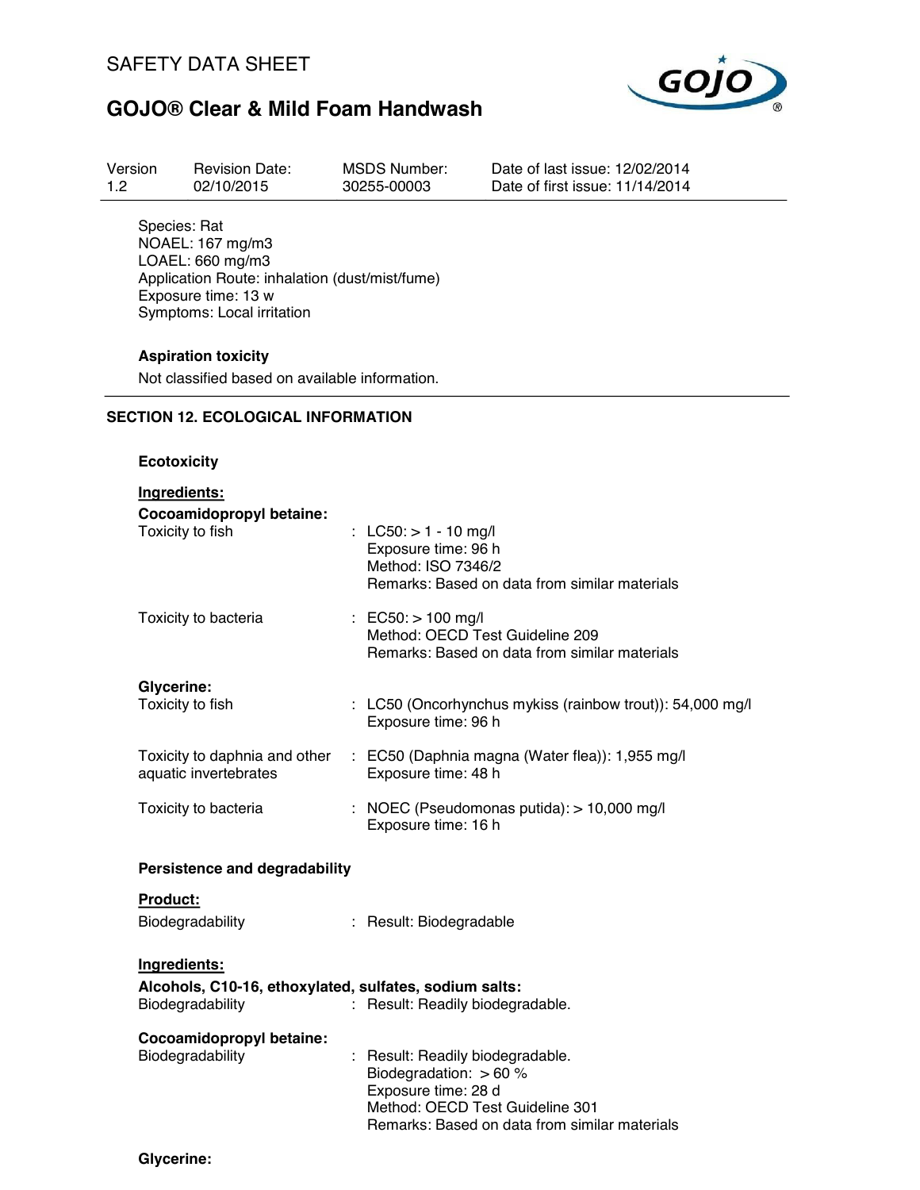Species: Rat
NOAEL: 167 mg/m3
LOAEL: 660 mg/m3
Application Route: inhalation (dust/mist/fume)
Exposure time: 13 w
Symptoms: Local irritation

**Aspiration toxicity**

Not classified based on available information.

## SECTION 12. ECOLOGICAL INFORMATION

**Ecotoxicity**

**Ingredients:**

**Cocoamidopropyl betaine:**

| | |
|---|---|
| Toxicity to fish | : LC50: > 1 - 10 mg/l<br>Exposure time: 96 h<br>Method: ISO 7346/2<br>Remarks: Based on data from similar materials |
| Toxicity to bacteria | : EC50: > 100 mg/l<br>Method: OECD Test Guideline 209<br>Remarks: Based on data from similar materials |

**Glycerine:**

| | |
|---|---|
| Toxicity to fish | : LC50 (Oncorhynchus mykiss (rainbow trout)): 54,000 mg/l<br>Exposure time: 96 h |
| Toxicity to daphnia and other aquatic invertebrates | : EC50 (Daphnia magna (Water flea)): 1,955 mg/l<br>Exposure time: 48 h |
| Toxicity to bacteria | : NOEC (Pseudomonas putida): > 10,000 mg/l<br>Exposure time: 16 h |

**Persistence and degradability**

**Product:**

| | |
|---|---|
| Biodegradability | : Result: Biodegradable |

**Ingredients:**

**Alcohols, C10-16, ethoxylated, sulfates, sodium salts:**

| | |
|---|---|
| Biodegradability | : Result: Readily biodegradable. |

**Cocoamidopropyl betaine:**

| | |
|---|---|
| Biodegradability | : Result: Readily biodegradable.<br>Biodegradation: > 60 %<br>Exposure time: 28 d<br>Method: OECD Test Guideline 301<br>Remarks: Based on data from similar materials |

**Glycerine:**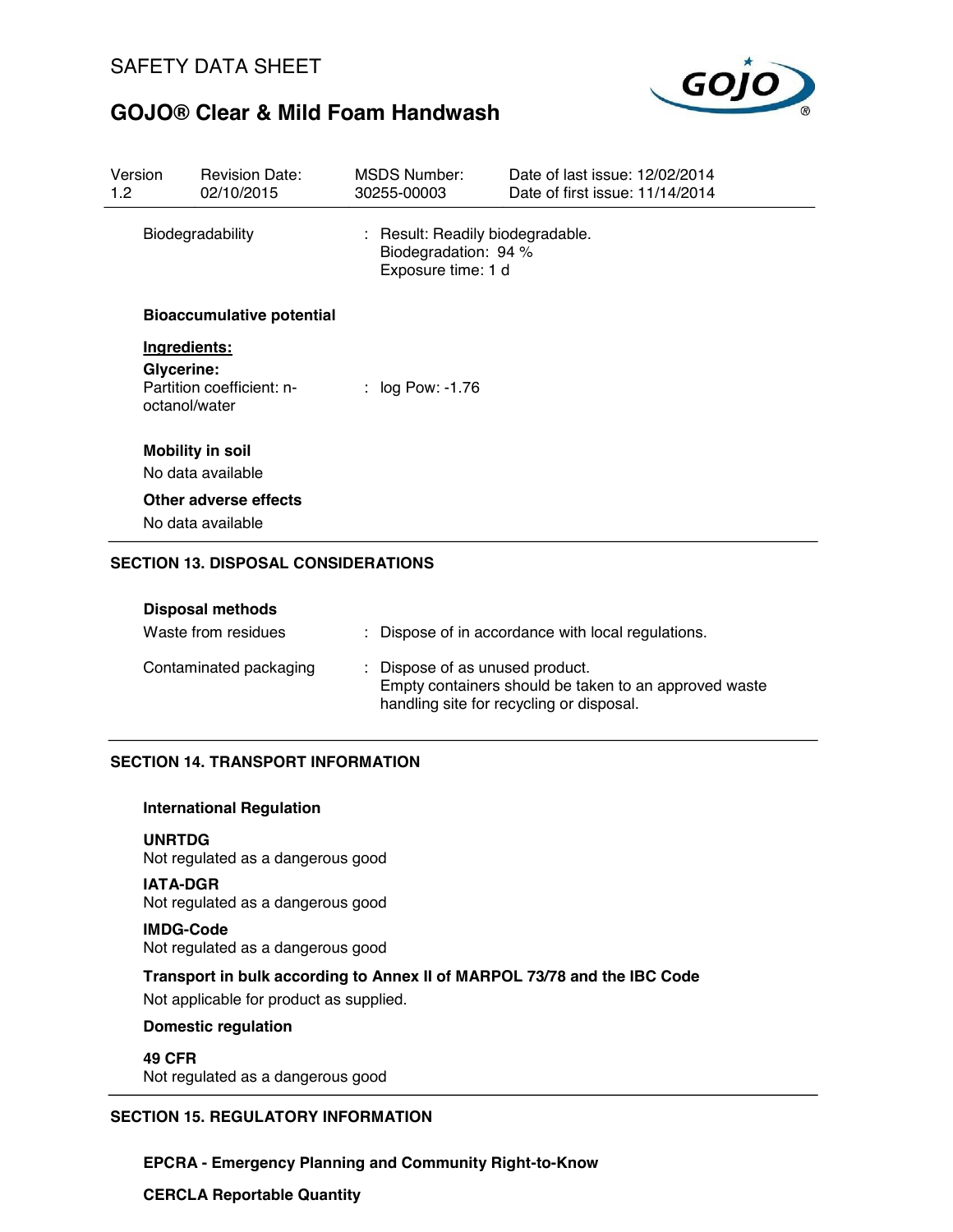| Biodegradability | : Result: Readily biodegradable.<br>Biodegradation: 94 %<br>Exposure time: 1 d |
| --- | --- |

**Bioaccumulative potential**

**Ingredients:**

**Glycerine:**

| Partition coefficient: n-octanol/water | : log Pow: -1.76 |
| --- | --- |

**Mobility in soil**

No data available

**Other adverse effects**

No data available

## SECTION 13. DISPOSAL CONSIDERATIONS

**Disposal methods**

| Waste from residues | : Dispose of in accordance with local regulations. |
| --- | --- |
| Contaminated packaging | : Dispose of as unused product.<br>Empty containers should be taken to an approved waste handling site for recycling or disposal. |

## SECTION 14. TRANSPORT INFORMATION

**International Regulation**

**UNRTDG**

Not regulated as a dangerous good

**IATA-DGR**

Not regulated as a dangerous good

**IMDG-Code**

Not regulated as a dangerous good

**Transport in bulk according to Annex II of MARPOL 73/78 and the IBC Code**

Not applicable for product as supplied.

**Domestic regulation**

**49 CFR**

Not regulated as a dangerous good

## SECTION 15. REGULATORY INFORMATION

**EPCRA - Emergency Planning and Community Right-to-Know**

**CERCLA Reportable Quantity**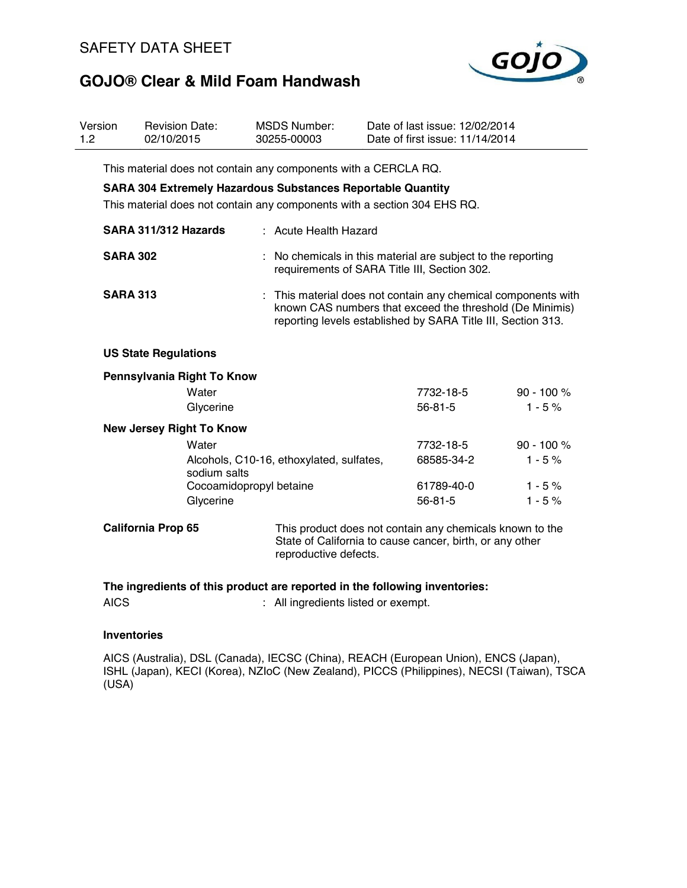This material does not contain any components with a CERCLA RQ.

**SARA 304 Extremely Hazardous Substances Reportable Quantity**

This material does not contain any components with a section 304 EHS RQ.

| | |
|---|---|
| **SARA 311/312 Hazards** | : Acute Health Hazard |
| **SARA 302** | : No chemicals in this material are subject to the reporting requirements of SARA Title III, Section 302. |
| **SARA 313** | : This material does not contain any chemical components with known CAS numbers that exceed the threshold (De Minimis) reporting levels established by SARA Title III, Section 313. |

**US State Regulations**

**Pennsylvania Right To Know**

| | | |
|---|---|---|
| Water | 7732-18-5 | 90 - 100 % |
| Glycerine | 56-81-5 | 1 - 5 % |

**New Jersey Right To Know**

| | | |
|---|---|---|
| Water | 7732-18-5 | 90 - 100 % |
| Alcohols, C10-16, ethoxylated, sulfates, sodium salts | 68585-34-2 | 1 - 5 % |
| Cocoamidopropyl betaine | 61789-40-0 | 1 - 5 % |
| Glycerine | 56-81-5 | 1 - 5 % |

**California Prop 65** This product does not contain any chemicals known to the State of California to cause cancer, birth, or any other reproductive defects.

**The ingredients of this product are reported in the following inventories:**

AICS : All ingredients listed or exempt.

**Inventories**

AICS (Australia), DSL (Canada), IECSC (China), REACH (European Union), ENCS (Japan), ISHL (Japan), KECI (Korea), NZIoC (New Zealand), PICCS (Philippines), NECSI (Taiwan), TSCA (USA)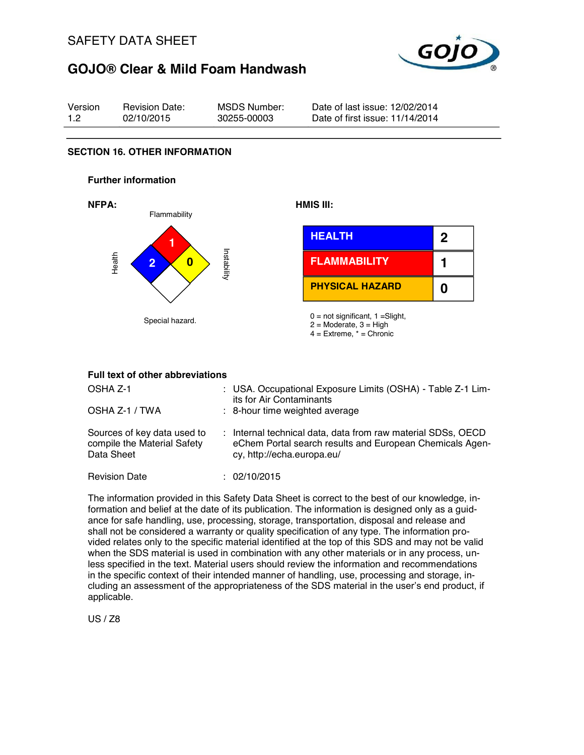## SECTION 16. OTHER INFORMATION

### Further information

**NFPA:**

Flammability

1

Health

2

0

Instability

Special hazard.

**HMIS III:**

| | |
|---|---|
| HEALTH | 2 |
| FLAMMABILITY | 1 |
| PHYSICAL HAZARD | 0 |

0 = not significant, 1 =Slight,
2 = Moderate, 3 = High
4 = Extreme, * = Chronic

### Full text of other abbreviations

| | | |
|---|---|---|
| OSHA Z-1 | : | USA. Occupational Exposure Limits (OSHA) - Table Z-1 Limits for Air Contaminants |
| OSHA Z-1 / TWA | : | 8-hour time weighted average |
| Sources of key data used to compile the Material Safety Data Sheet | : | Internal technical data, data from raw material SDSs, OECD eChem Portal search results and European Chemicals Agency, http://echa.europa.eu/ |
| Revision Date | : | 02/10/2015 |

The information provided in this Safety Data Sheet is correct to the best of our knowledge, information and belief at the date of its publication. The information is designed only as a guidance for safe handling, use, processing, storage, transportation, disposal and release and shall not be considered a warranty or quality specification of any type. The information provided relates only to the specific material identified at the top of this SDS and may not be valid when the SDS material is used in combination with any other materials or in any process, unless specified in the text. Material users should review the information and recommendations in the specific context of their intended manner of handling, use, processing and storage, including an assessment of the appropriateness of the SDS material in the user's end product, if applicable.

US / Z8